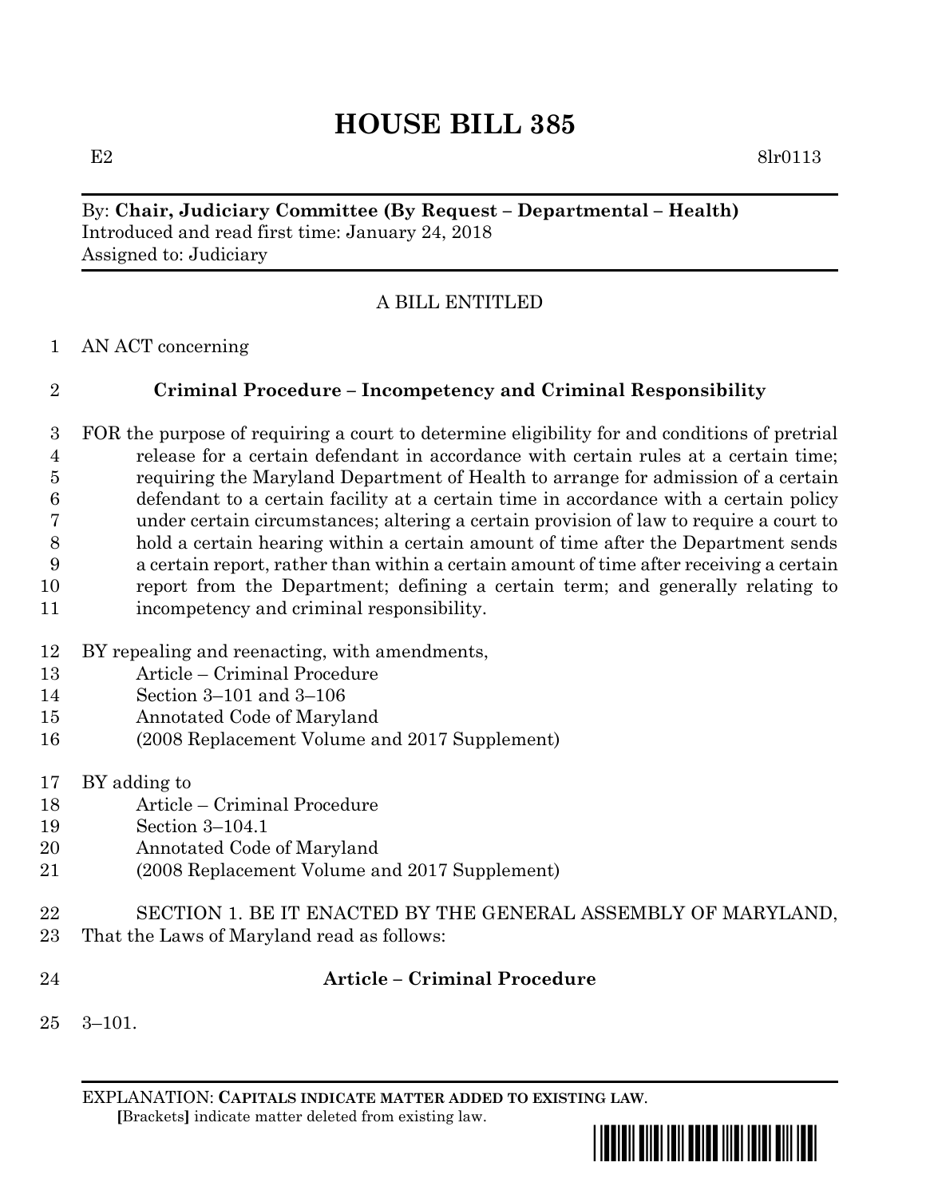# HOUSE BILL 385

E2 8lr0113

By: **Chair, Judiciary Committee (By Request – Departmental – Health)**
Introduced and read first time: January 24, 2018
Assigned to: Judiciary

A BILL ENTITLED

1 AN ACT concerning

2 **Criminal Procedure – Incompetency and Criminal Responsibility**

3 FOR the purpose of requiring a court to determine eligibility for and conditions of pretrial
4 release for a certain defendant in accordance with certain rules at a certain time;
5 requiring the Maryland Department of Health to arrange for admission of a certain
6 defendant to a certain facility at a certain time in accordance with a certain policy
7 under certain circumstances; altering a certain provision of law to require a court to
8 hold a certain hearing within a certain amount of time after the Department sends
9 a certain report, rather than within a certain amount of time after receiving a certain
10 report from the Department; defining a certain term; and generally relating to
11 incompetency and criminal responsibility.

12 BY repealing and reenacting, with amendments,
13 Article – Criminal Procedure
14 Section 3–101 and 3–106
15 Annotated Code of Maryland
16 (2008 Replacement Volume and 2017 Supplement)

17 BY adding to
18 Article – Criminal Procedure
19 Section 3–104.1
20 Annotated Code of Maryland
21 (2008 Replacement Volume and 2017 Supplement)

22 SECTION 1. BE IT ENACTED BY THE GENERAL ASSEMBLY OF MARYLAND,
23 That the Laws of Maryland read as follows:

24 **Article – Criminal Procedure**

25 3–101.

EXPLANATION: **CAPITALS INDICATE MATTER ADDED TO EXISTING LAW**.
[Brackets] indicate matter deleted from existing law.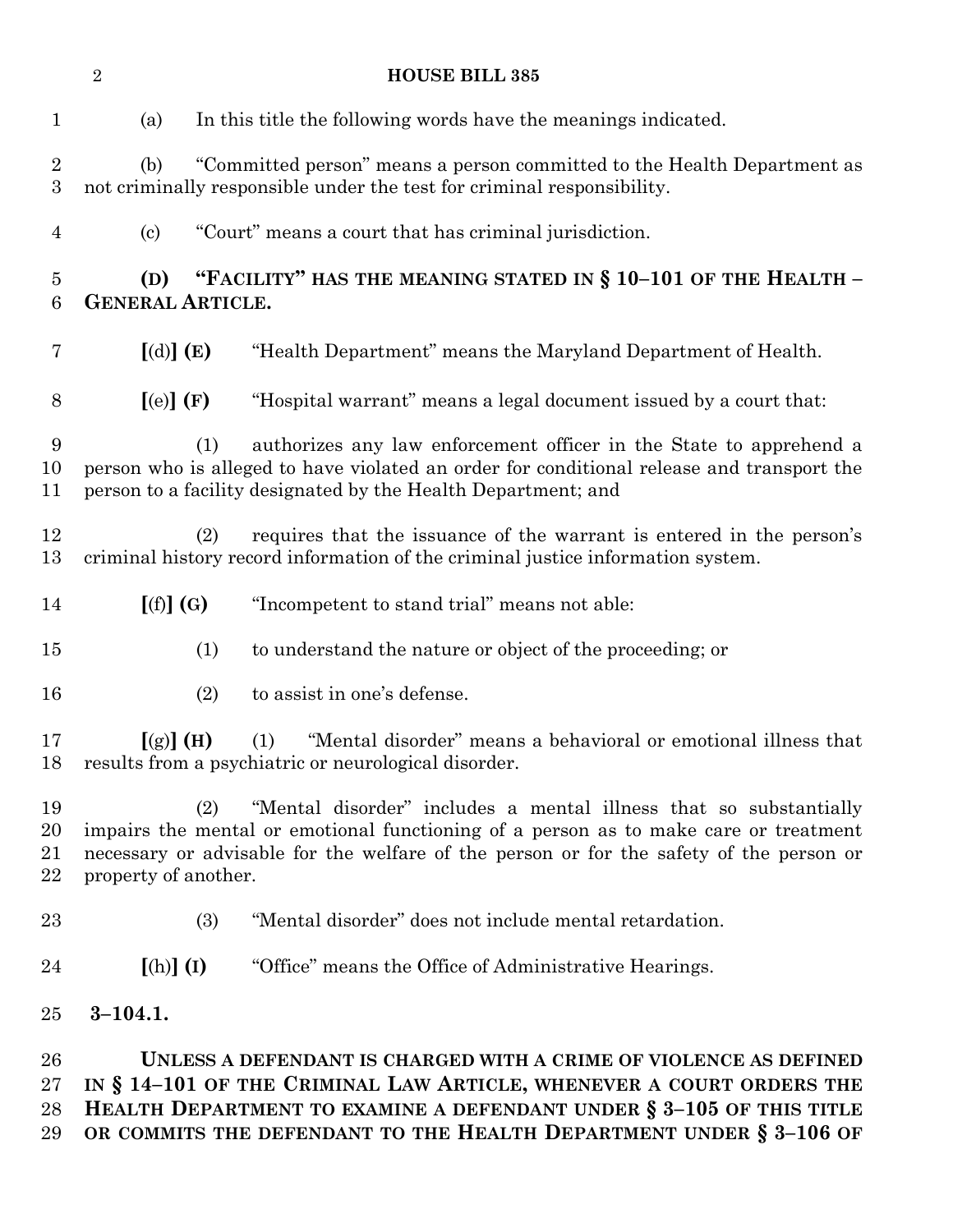(a) In this title the following words have the meanings indicated.

(b) "Committed person" means a person committed to the Health Department as not criminally responsible under the test for criminal responsibility.

(c) "Court" means a court that has criminal jurisdiction.

**(D) "FACILITY" HAS THE MEANING STATED IN § 10–101 OF THE HEALTH – GENERAL ARTICLE.**

**[**(d)**] (E)** "Health Department" means the Maryland Department of Health.

**[**(e)**] (F)** "Hospital warrant" means a legal document issued by a court that:

(1) authorizes any law enforcement officer in the State to apprehend a person who is alleged to have violated an order for conditional release and transport the person to a facility designated by the Health Department; and

(2) requires that the issuance of the warrant is entered in the person's criminal history record information of the criminal justice information system.

**[**(f)**] (G)** "Incompetent to stand trial" means not able:

(1) to understand the nature or object of the proceeding; or

(2) to assist in one's defense.

**[**(g)**] (H)** (1) "Mental disorder" means a behavioral or emotional illness that results from a psychiatric or neurological disorder.

(2) "Mental disorder" includes a mental illness that so substantially impairs the mental or emotional functioning of a person as to make care or treatment necessary or advisable for the welfare of the person or for the safety of the person or property of another.

(3) "Mental disorder" does not include mental retardation.

**[**(h)**] (I)** "Office" means the Office of Administrative Hearings.

**3–104.1.**

**UNLESS A DEFENDANT IS CHARGED WITH A CRIME OF VIOLENCE AS DEFINED IN § 14–101 OF THE CRIMINAL LAW ARTICLE, WHENEVER A COURT ORDERS THE HEALTH DEPARTMENT TO EXAMINE A DEFENDANT UNDER § 3–105 OF THIS TITLE OR COMMITS THE DEFENDANT TO THE HEALTH DEPARTMENT UNDER § 3–106 OF**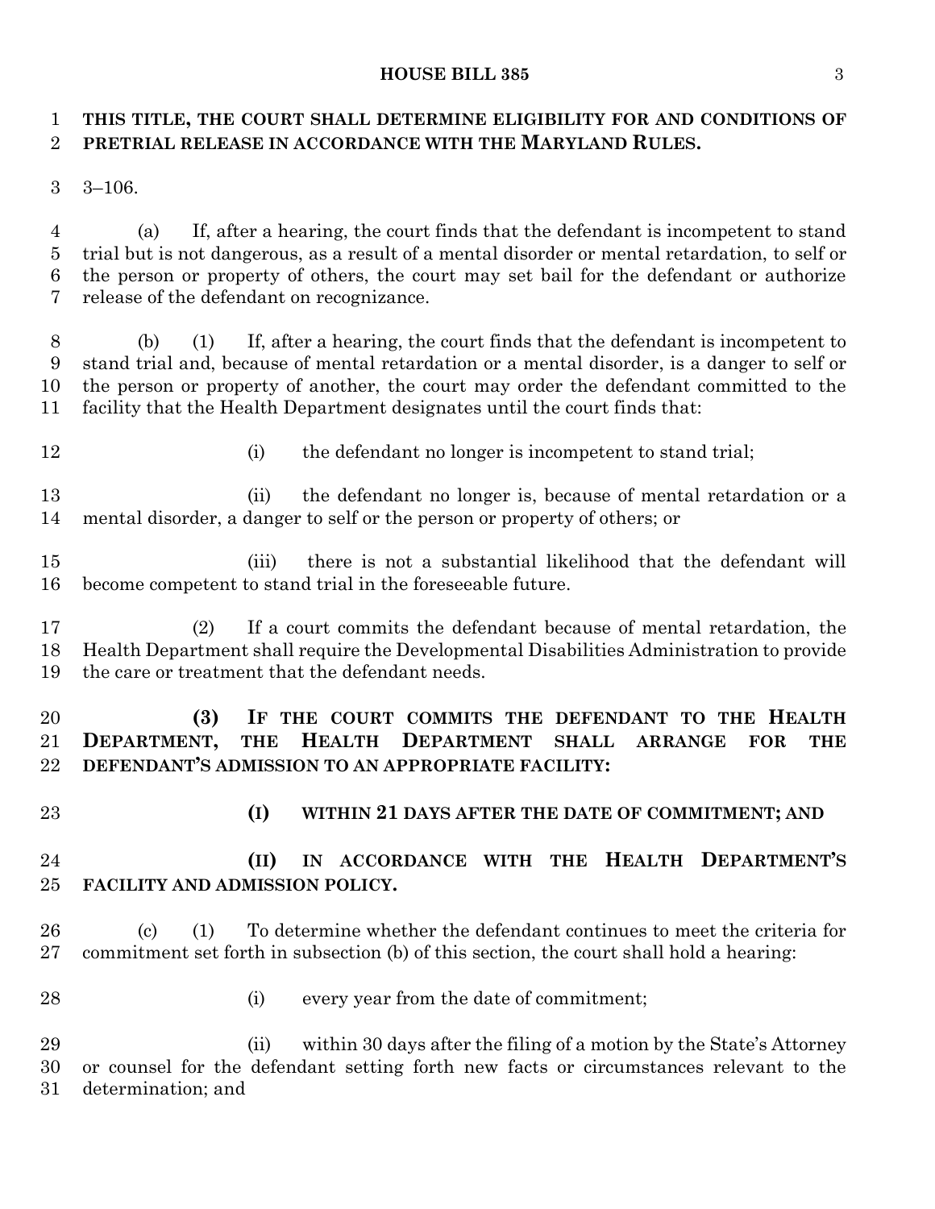**THIS TITLE, THE COURT SHALL DETERMINE ELIGIBILITY FOR AND CONDITIONS OF PRETRIAL RELEASE IN ACCORDANCE WITH THE MARYLAND RULES.**

3–106.

(a) If, after a hearing, the court finds that the defendant is incompetent to stand trial but is not dangerous, as a result of a mental disorder or mental retardation, to self or the person or property of others, the court may set bail for the defendant or authorize release of the defendant on recognizance.

(b) (1) If, after a hearing, the court finds that the defendant is incompetent to stand trial and, because of mental retardation or a mental disorder, is a danger to self or the person or property of another, the court may order the defendant committed to the facility that the Health Department designates until the court finds that:

(i) the defendant no longer is incompetent to stand trial;

(ii) the defendant no longer is, because of mental retardation or a mental disorder, a danger to self or the person or property of others; or

(iii) there is not a substantial likelihood that the defendant will become competent to stand trial in the foreseeable future.

(2) If a court commits the defendant because of mental retardation, the Health Department shall require the Developmental Disabilities Administration to provide the care or treatment that the defendant needs.

**(3) IF THE COURT COMMITS THE DEFENDANT TO THE HEALTH DEPARTMENT, THE HEALTH DEPARTMENT SHALL ARRANGE FOR THE DEFENDANT'S ADMISSION TO AN APPROPRIATE FACILITY:**

**(I) WITHIN 21 DAYS AFTER THE DATE OF COMMITMENT; AND**

**(II) IN ACCORDANCE WITH THE HEALTH DEPARTMENT'S FACILITY AND ADMISSION POLICY.**

(c) (1) To determine whether the defendant continues to meet the criteria for commitment set forth in subsection (b) of this section, the court shall hold a hearing:

(i) every year from the date of commitment;

(ii) within 30 days after the filing of a motion by the State's Attorney or counsel for the defendant setting forth new facts or circumstances relevant to the determination; and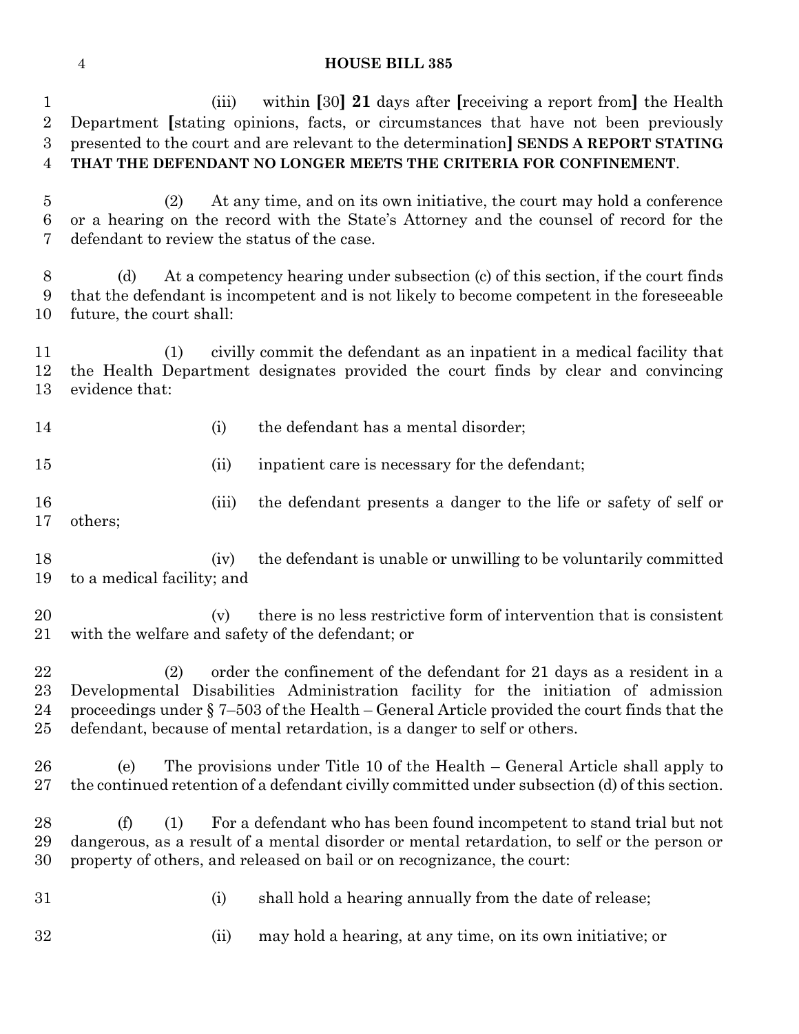(iii) within [30] **21** days after [receiving a report from] the Health Department [stating opinions, facts, or circumstances that have not been previously presented to the court and are relevant to the determination] **SENDS A REPORT STATING THAT THE DEFENDANT NO LONGER MEETS THE CRITERIA FOR CONFINEMENT**.

(2) At any time, and on its own initiative, the court may hold a conference or a hearing on the record with the State's Attorney and the counsel of record for the defendant to review the status of the case.

(d) At a competency hearing under subsection (c) of this section, if the court finds that the defendant is incompetent and is not likely to become competent in the foreseeable future, the court shall:

(1) civilly commit the defendant as an inpatient in a medical facility that the Health Department designates provided the court finds by clear and convincing evidence that:

(i) the defendant has a mental disorder;

(ii) inpatient care is necessary for the defendant;

(iii) the defendant presents a danger to the life or safety of self or others;

(iv) the defendant is unable or unwilling to be voluntarily committed to a medical facility; and

(v) there is no less restrictive form of intervention that is consistent with the welfare and safety of the defendant; or

(2) order the confinement of the defendant for 21 days as a resident in a Developmental Disabilities Administration facility for the initiation of admission proceedings under § 7–503 of the Health – General Article provided the court finds that the defendant, because of mental retardation, is a danger to self or others.

(e) The provisions under Title 10 of the Health – General Article shall apply to the continued retention of a defendant civilly committed under subsection (d) of this section.

(f) (1) For a defendant who has been found incompetent to stand trial but not dangerous, as a result of a mental disorder or mental retardation, to self or the person or property of others, and released on bail or on recognizance, the court:

(i) shall hold a hearing annually from the date of release;

(ii) may hold a hearing, at any time, on its own initiative; or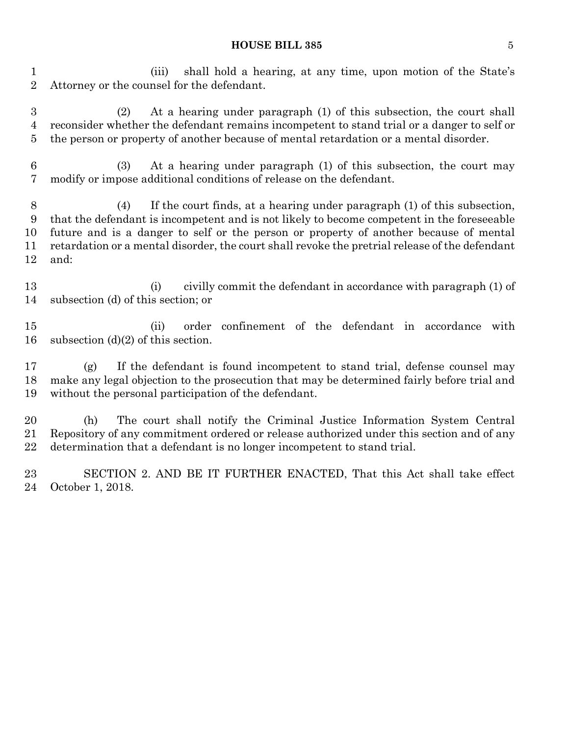(iii) shall hold a hearing, at any time, upon motion of the State's Attorney or the counsel for the defendant.

(2) At a hearing under paragraph (1) of this subsection, the court shall reconsider whether the defendant remains incompetent to stand trial or a danger to self or the person or property of another because of mental retardation or a mental disorder.

(3) At a hearing under paragraph (1) of this subsection, the court may modify or impose additional conditions of release on the defendant.

(4) If the court finds, at a hearing under paragraph (1) of this subsection, that the defendant is incompetent and is not likely to become competent in the foreseeable future and is a danger to self or the person or property of another because of mental retardation or a mental disorder, the court shall revoke the pretrial release of the defendant and:

(i) civilly commit the defendant in accordance with paragraph (1) of subsection (d) of this section; or

(ii) order confinement of the defendant in accordance with subsection (d)(2) of this section.

(g) If the defendant is found incompetent to stand trial, defense counsel may make any legal objection to the prosecution that may be determined fairly before trial and without the personal participation of the defendant.

(h) The court shall notify the Criminal Justice Information System Central Repository of any commitment ordered or release authorized under this section and of any determination that a defendant is no longer incompetent to stand trial.

SECTION 2. AND BE IT FURTHER ENACTED, That this Act shall take effect October 1, 2018.